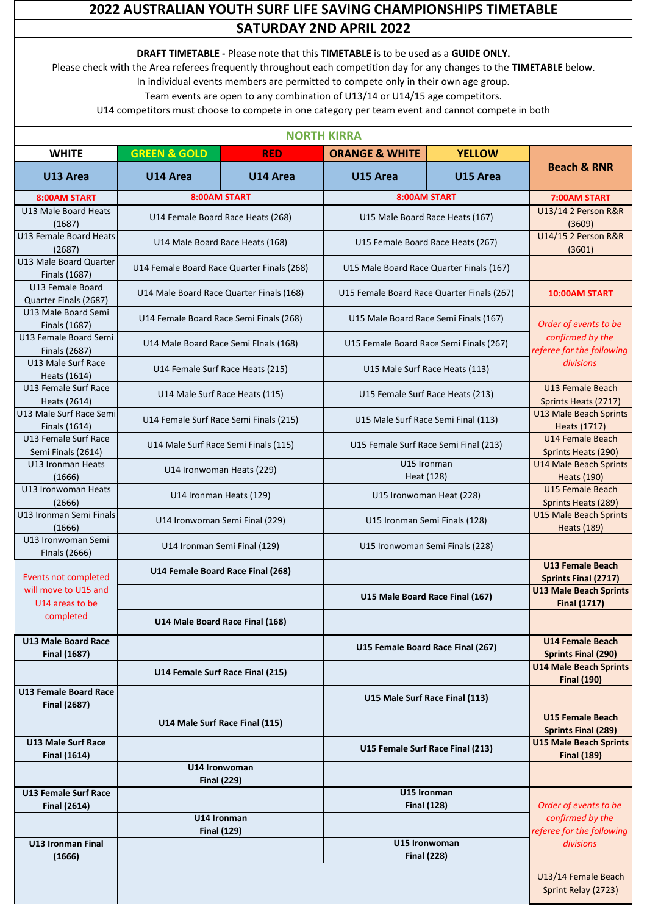# 2022 AUSTRALIAN YOUTH SURF LIFE SAVING CHAMPIONSHIPS TIMETABLE

## SATURDAY 2ND APRIL 2022

**DRAFT TIMETABLE -** Please note that this **TIMETABLE** is to be used as a **GUIDE ONLY.**
Please check with the Area referees frequently throughout each competition day for any changes to the **TIMETABLE** below.
In individual events members are permitted to compete only in their own age group.
Team events are open to any combination of U13/14 or U14/15 age competitors.
U14 competitors must choose to compete in one category per team event and cannot compete in both

### NORTH KIRRA

| WHITE | GREEN & GOLD | RED | ORANGE & WHITE | YELLOW | Beach & RNR |
|---|---|---|---|---|---|
| U13 Area | U14 Area | U14 Area | U15 Area | U15 Area | |
| 8:00AM START | 8:00AM START | | 8:00AM START | | 7:00AM START |
| U13 Male Board Heats (1687) | U14 Female Board Race Heats (268) | | U15 Male Board Race Heats (167) | | U13/14 2 Person R&R (3609) |
| U13 Female Board Heats (2687) | U14 Male Board Race Heats (168) | | U15 Female Board Race Heats (267) | | U14/15 2 Person R&R (3601) |
| U13 Male Board Quarter Finals (1687) | U14 Female Board Race Quarter Finals (268) | | U15 Male Board Race Quarter Finals (167) | | |
| U13 Female Board Quarter Finals (2687) | U14 Male Board Race Quarter Finals (168) | | U15 Female Board Race Quarter Finals (267) | | 10:00AM START |
| U13 Male Board Semi Finals (1687) | U14 Female Board Race Semi Finals (268) | | U15 Male Board Race Semi Finals (167) | | *Order of events to be confirmed by the referee for the following divisions* |
| U13 Female Board Semi Finals (2687) | U14 Male Board Race Semi FInals (168) | | U15 Female Board Race Semi Finals (267) | | |
| U13 Male Surf Race Heats (1614) | U14 Female Surf Race Heats (215) | | U15 Male Surf Race Heats (113) | | |
| U13 Female Surf Race Heats (2614) | U14 Male Surf Race Heats (115) | | U15 Female Surf Race Heats (213) | | U13 Female Beach Sprints Heats (2717) |
| U13 Male Surf Race Semi Finals (1614) | U14 Female Surf Race Semi Finals (215) | | U15 Male Surf Race Semi Final (113) | | U13 Male Beach Sprints Heats (1717) |
| U13 Female Surf Race Semi Finals (2614) | U14 Male Surf Race Semi Finals (115) | | U15 Female Surf Race Semi Final (213) | | U14 Female Beach Sprints Heats (290) |
| U13 Ironman Heats (1666) | U14 Ironwoman Heats (229) | | U15 Ironman Heat (128) | | U14 Male Beach Sprints Heats (190) |
| U13 Ironwoman Heats (2666) | U14 Ironman Heats (129) | | U15 Ironwoman Heat (228) | | U15 Female Beach Sprints Heats (289) |
| U13 Ironman Semi Finals (1666) | U14 Ironwoman Semi Final (229) | | U15 Ironman Semi Finals (128) | | U15 Male Beach Sprints Heats (189) |
| U13 Ironwoman Semi FInals (2666) | U14 Ironman Semi Final (129) | | U15 Ironwoman Semi Finals (228) | | |
| Events not completed will move to U15 and U14 areas to be completed | **U14 Female Board Race Final (268)** | | | | **U13 Female Beach Sprints Final (2717)** |
| | | | **U15 Male Board Race Final (167)** | | **U13 Male Beach Sprints Final (1717)** |
| | **U14 Male Board Race Final (168)** | | | | |
| **U13 Male Board Race Final (1687)** | | | **U15 Female Board Race Final (267)** | | **U14 Female Beach Sprints Final (290)** |
| | **U14 Female Surf Race Final (215)** | | | | **U14 Male Beach Sprints Final (190)** |
| **U13 Female Board Race Final (2687)** | | | **U15 Male Surf Race Final (113)** | | |
| | **U14 Male Surf Race Final (115)** | | | | **U15 Female Beach Sprints Final (289)** |
| **U13 Male Surf Race Final (1614)** | | | **U15 Female Surf Race Final (213)** | | **U15 Male Beach Sprints Final (189)** |
| | **U14 Ironwoman Final (229)** | | | | |
| **U13 Female Surf Race Final (2614)** | | | **U15 Ironman Final (128)** | | *Order of events to be confirmed by the referee for the following divisions* |
| | **U14 Ironman Final (129)** | | | | |
| **U13 Ironman Final (1666)** | | | **U15 Ironwoman Final (228)** | | |
| | | | | | U13/14 Female Beach Sprint Relay (2723) |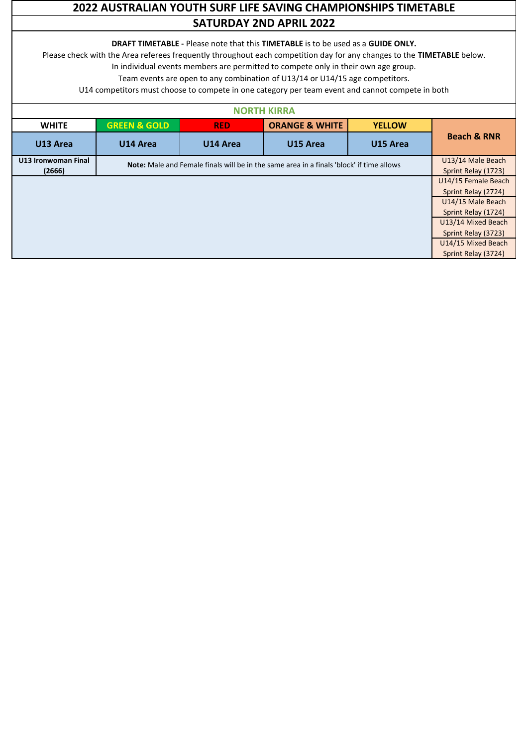# 2022 AUSTRALIAN YOUTH SURF LIFE SAVING CHAMPIONSHIPS TIMETABLE

## SATURDAY 2ND APRIL 2022

**DRAFT TIMETABLE -** Please note that this **TIMETABLE** is to be used as a **GUIDE ONLY.**

Please check with the Area referees frequently throughout each competition day for any changes to the **TIMETABLE** below.

In individual events members are permitted to compete only in their own age group.

Team events are open to any combination of U13/14 or U14/15 age competitors.

U14 competitors must choose to compete in one category per team event and cannot compete in both

### NORTH KIRRA

| WHITE | GREEN & GOLD | RED | ORANGE & WHITE | YELLOW | Beach & RNR |
|---|---|---|---|---|---|
| U13 Area | U14 Area | U14 Area | U15 Area | U15 Area | |
| **U13 Ironwoman Final (2666)** | **Note:** Male and Female finals will be in the same area in a finals 'block' if time allows | | | | U13/14 Male Beach Sprint Relay (1723) |
| | | | | | U14/15 Female Beach Sprint Relay (2724) |
| | | | | | U14/15 Male Beach Sprint Relay (1724) |
| | | | | | U13/14 Mixed Beach Sprint Relay (3723) |
| | | | | | U14/15 Mixed Beach Sprint Relay (3724) |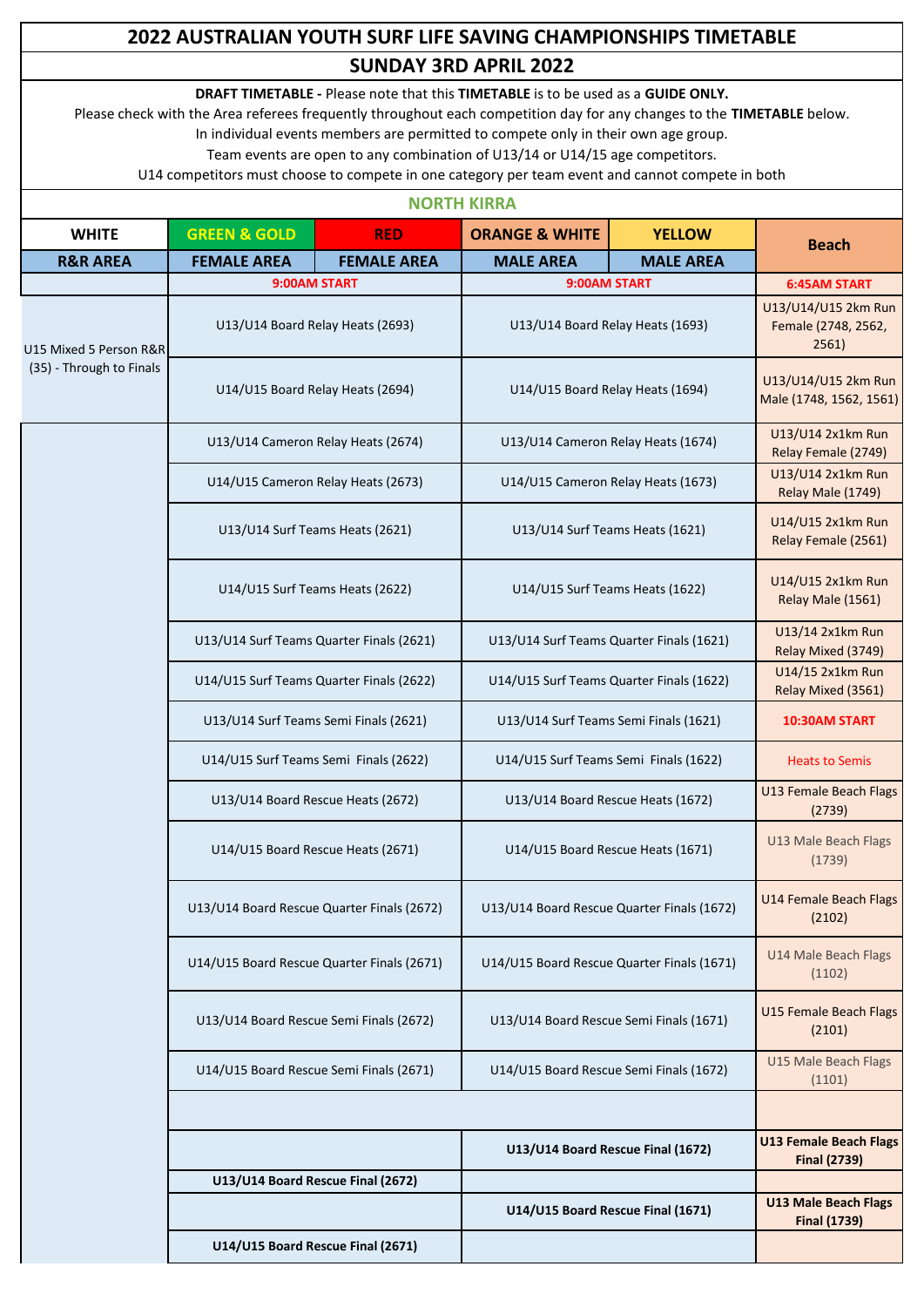# 2022 AUSTRALIAN YOUTH SURF LIFE SAVING CHAMPIONSHIPS TIMETABLE

## SUNDAY 3RD APRIL 2022

**DRAFT TIMETABLE -** Please note that this **TIMETABLE** is to be used as a **GUIDE ONLY.**
Please check with the Area referees frequently throughout each competition day for any changes to the **TIMETABLE** below.
In individual events members are permitted to compete only in their own age group.
Team events are open to any combination of U13/14 or U14/15 age competitors.
U14 competitors must choose to compete in one category per team event and cannot compete in both

### NORTH KIRRA

| WHITE | GREEN & GOLD | RED | ORANGE & WHITE | YELLOW | Beach |
|---|---|---|---|---|---|
| **R&R AREA** | **FEMALE AREA** | **FEMALE AREA** | **MALE AREA** | **MALE AREA** | |
| | 9:00AM START | | 9:00AM START | | 6:45AM START |
| U15 Mixed 5 Person R&R (35) - Through to Finals | U13/U14 Board Relay Heats (2693) | | U13/U14 Board Relay Heats (1693) | | U13/U14/U15 2km Run Female (2748, 2562, 2561) |
| | U14/U15 Board Relay Heats (2694) | | U14/U15 Board Relay Heats (1694) | | U13/U14/U15 2km Run Male (1748, 1562, 1561) |
| | U13/U14 Cameron Relay Heats (2674) | | U13/U14 Cameron Relay Heats (1674) | | U13/U14 2x1km Run Relay Female (2749) |
| | U14/U15 Cameron Relay Heats (2673) | | U14/U15 Cameron Relay Heats (1673) | | U13/U14 2x1km Run Relay Male (1749) |
| | U13/U14 Surf Teams Heats (2621) | | U13/U14 Surf Teams Heats (1621) | | U14/U15 2x1km Run Relay Female (2561) |
| | U14/U15 Surf Teams Heats (2622) | | U14/U15 Surf Teams Heats (1622) | | U14/U15 2x1km Run Relay Male (1561) |
| | U13/U14 Surf Teams Quarter Finals (2621) | | U13/U14 Surf Teams Quarter Finals (1621) | | U13/14 2x1km Run Relay Mixed (3749) |
| | U14/U15 Surf Teams Quarter Finals (2622) | | U14/U15 Surf Teams Quarter Finals (1622) | | U14/15 2x1km Run Relay Mixed (3561) |
| | U13/U14 Surf Teams Semi Finals (2621) | | U13/U14 Surf Teams Semi Finals (1621) | | 10:30AM START |
| | U14/U15 Surf Teams Semi Finals (2622) | | U14/U15 Surf Teams Semi Finals (1622) | | Heats to Semis |
| | U13/U14 Board Rescue Heats (2672) | | U13/U14 Board Rescue Heats (1672) | | U13 Female Beach Flags (2739) |
| | U14/U15 Board Rescue Heats (2671) | | U14/U15 Board Rescue Heats (1671) | | U13 Male Beach Flags (1739) |
| | U13/U14 Board Rescue Quarter Finals (2672) | | U13/U14 Board Rescue Quarter Finals (1672) | | U14 Female Beach Flags (2102) |
| | U14/U15 Board Rescue Quarter Finals (2671) | | U14/U15 Board Rescue Quarter Finals (1671) | | U14 Male Beach Flags (1102) |
| | U13/U14 Board Rescue Semi Finals (2672) | | U13/U14 Board Rescue Semi Finals (1671) | | U15 Female Beach Flags (2101) |
| | U14/U15 Board Rescue Semi Finals (2671) | | U14/U15 Board Rescue Semi Finals (1672) | | U15 Male Beach Flags (1101) |
| | | | | | |
| | | | **U13/U14 Board Rescue Final (1672)** | | **U13 Female Beach Flags Final (2739)** |
| | **U13/U14 Board Rescue Final (2672)** | | | | |
| | | | **U14/U15 Board Rescue Final (1671)** | | **U13 Male Beach Flags Final (1739)** |
| | **U14/U15 Board Rescue Final (2671)** | | | | |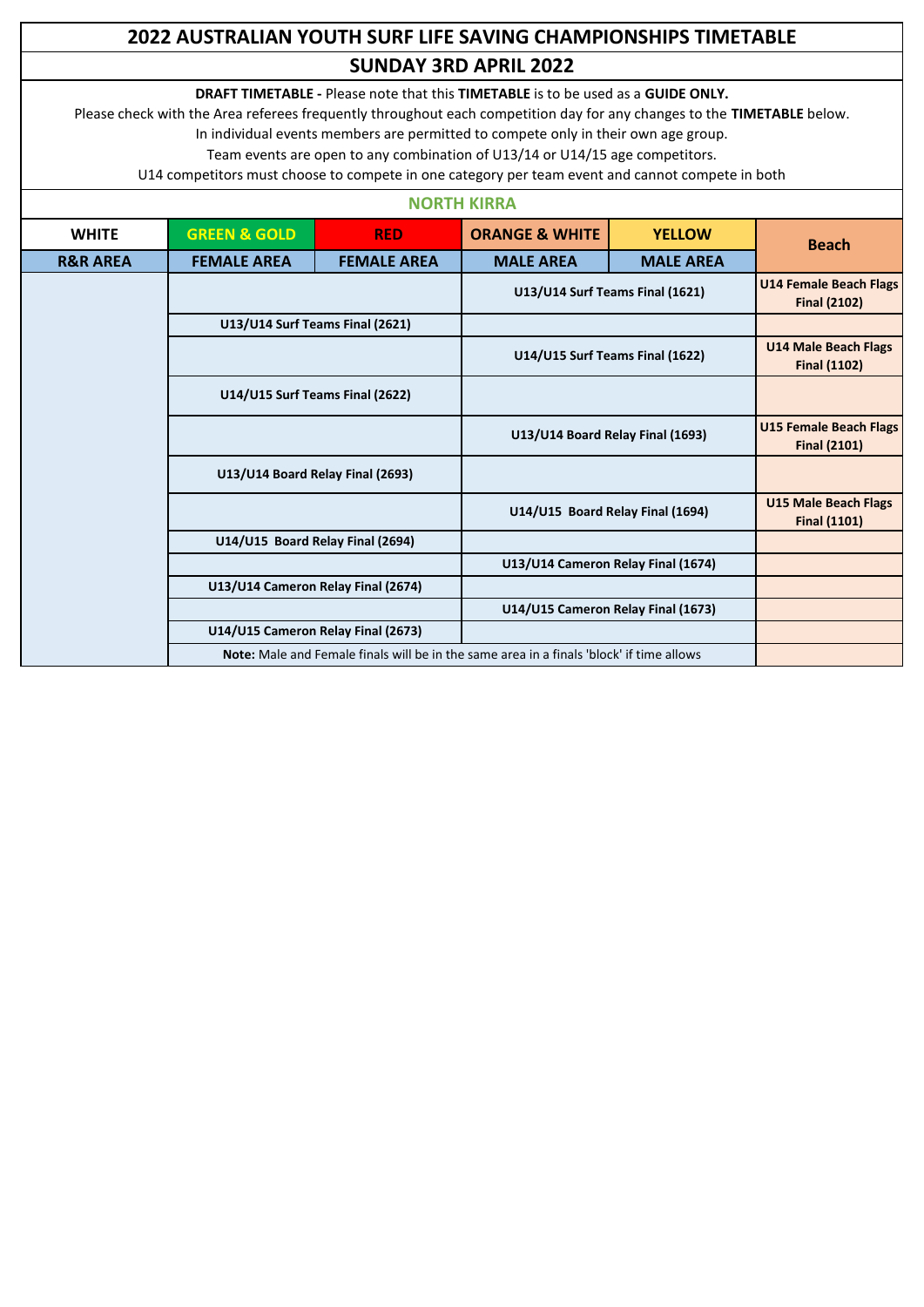# 2022 AUSTRALIAN YOUTH SURF LIFE SAVING CHAMPIONSHIPS TIMETABLE

## SUNDAY 3RD APRIL 2022

**DRAFT TIMETABLE -** Please note that this **TIMETABLE** is to be used as a **GUIDE ONLY.**

Please check with the Area referees frequently throughout each competition day for any changes to the **TIMETABLE** below.

In individual events members are permitted to compete only in their own age group.

Team events are open to any combination of U13/14 or U14/15 age competitors.

U14 competitors must choose to compete in one category per team event and cannot compete in both

### NORTH KIRRA

| WHITE | GREEN & GOLD | RED | ORANGE & WHITE | YELLOW | Beach |
|---|---|---|---|---|---|
| R&R AREA | FEMALE AREA | FEMALE AREA | MALE AREA | MALE AREA | |
| | | | U13/U14 Surf Teams Final (1621) | | U14 Female Beach Flags Final (2102) |
| | U13/U14 Surf Teams Final (2621) | | | | |
| | | | U14/U15 Surf Teams Final (1622) | | U14 Male Beach Flags Final (1102) |
| | U14/U15 Surf Teams Final (2622) | | | | |
| | | | U13/U14 Board Relay Final (1693) | | U15 Female Beach Flags Final (2101) |
| | U13/U14 Board Relay Final (2693) | | | | |
| | | | U14/U15 Board Relay Final (1694) | | U15 Male Beach Flags Final (1101) |
| | U14/U15 Board Relay Final (2694) | | | | |
| | | | U13/U14 Cameron Relay Final (1674) | | |
| | U13/U14 Cameron Relay Final (2674) | | | | |
| | | | U14/U15 Cameron Relay Final (1673) | | |
| | U14/U15 Cameron Relay Final (2673) | | | | |
| | **Note:** Male and Female finals will be in the same area in a finals 'block' if time allows | | | | |